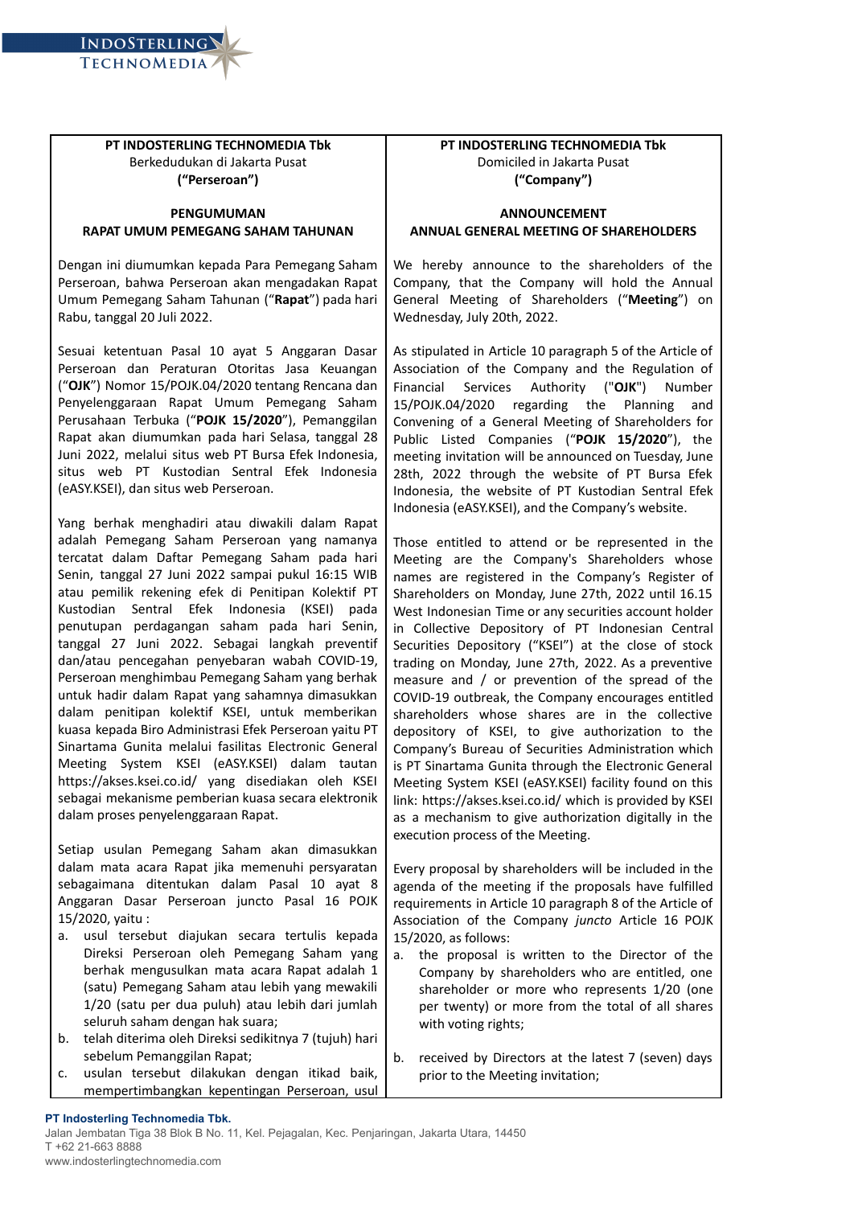| PT INDOSTERLING TECHNOMEDIA Tbk<br>Berkedudukan di Jakarta Pusat<br>**("Perseroan")** | PT INDOSTERLING TECHNOMEDIA Tbk<br>Domiciled in Jakarta Pusat<br>**("Company")** |
|---|---|
| **PENGUMUMAN<br>RAPAT UMUM PEMEGANG SAHAM TAHUNAN** | **ANNOUNCEMENT<br>ANNUAL GENERAL MEETING OF SHAREHOLDERS** |
| Dengan ini diumumkan kepada Para Pemegang Saham Perseroan, bahwa Perseroan akan mengadakan Rapat Umum Pemegang Saham Tahunan ("**Rapat**") pada hari Rabu, tanggal 20 Juli 2022. | We hereby announce to the shareholders of the Company, that the Company will hold the Annual General Meeting of Shareholders ("**Meeting**") on Wednesday, July 20th, 2022. |
| Sesuai ketentuan Pasal 10 ayat 5 Anggaran Dasar Perseroan dan Peraturan Otoritas Jasa Keuangan ("**OJK**") Nomor 15/POJK.04/2020 tentang Rencana dan Penyelenggaraan Rapat Umum Pemegang Saham Perusahaan Terbuka ("**POJK 15/2020**"), Pemanggilan Rapat akan diumumkan pada hari Selasa, tanggal 28 Juni 2022, melalui situs web PT Bursa Efek Indonesia, situs web PT Kustodian Sentral Efek Indonesia (eASY.KSEI), dan situs web Perseroan. | As stipulated in Article 10 paragraph 5 of the Article of Association of the Company and the Regulation of Financial Services Authority ("**OJK**") Number 15/POJK.04/2020 regarding the Planning and Convening of a General Meeting of Shareholders for Public Listed Companies ("**POJK 15/2020**"), the meeting invitation will be announced on Tuesday, June 28th, 2022 through the website of PT Bursa Efek Indonesia, the website of PT Kustodian Sentral Efek Indonesia (eASY.KSEI), and the Company's website. |
| Yang berhak menghadiri atau diwakili dalam Rapat adalah Pemegang Saham Perseroan yang namanya tercatat dalam Daftar Pemegang Saham pada hari Senin, tanggal 27 Juni 2022 sampai pukul 16:15 WIB atau pemilik rekening efek di Penitipan Kolektif PT Kustodian Sentral Efek Indonesia (KSEI) pada penutupan perdagangan saham pada hari Senin, tanggal 27 Juni 2022. Sebagai langkah preventif dan/atau pencegahan penyebaran wabah COVID-19, Perseroan menghimbau Pemegang Saham yang berhak untuk hadir dalam Rapat yang sahamnya dimasukkan dalam penitipan kolektif KSEI, untuk memberikan kuasa kepada Biro Administrasi Efek Perseroan yaitu PT Sinartama Gunita melalui fasilitas Electronic General Meeting System KSEI (eASY.KSEI) dalam tautan https://akses.ksei.co.id/ yang disediakan oleh KSEI sebagai mekanisme pemberian kuasa secara elektronik dalam proses penyelenggaraan Rapat. | Those entitled to attend or be represented in the Meeting are the Company's Shareholders whose names are registered in the Company's Register of Shareholders on Monday, June 27th, 2022 until 16.15 West Indonesian Time or any securities account holder in Collective Depository of PT Indonesian Central Securities Depository ("KSEI") at the close of stock trading on Monday, June 27th, 2022. As a preventive measure and / or prevention of the spread of the COVID-19 outbreak, the Company encourages entitled shareholders whose shares are in the collective depository of KSEI, to give authorization to the Company's Bureau of Securities Administration which is PT Sinartama Gunita through the Electronic General Meeting System KSEI (eASY.KSEI) facility found on this link: https://akses.ksei.co.id/ which is provided by KSEI as a mechanism to give authorization digitally in the execution process of the Meeting. |
| Setiap usulan Pemegang Saham akan dimasukkan dalam mata acara Rapat jika memenuhi persyaratan sebagaimana ditentukan dalam Pasal 10 ayat 8 Anggaran Dasar Perseroan juncto Pasal 16 POJK 15/2020, yaitu :<br>a. usul tersebut diajukan secara tertulis kepada Direksi Perseroan oleh Pemegang Saham yang berhak mengusulkan mata acara Rapat adalah 1 (satu) Pemegang Saham atau lebih yang mewakili 1/20 (satu per dua puluh) atau lebih dari jumlah seluruh saham dengan hak suara;<br>b. telah diterima oleh Direksi sedikitnya 7 (tujuh) hari sebelum Pemanggilan Rapat;<br>c. usulan tersebut dilakukan dengan itikad baik, mempertimbangkan kepentingan Perseroan, usul | Every proposal by shareholders will be included in the agenda of the meeting if the proposals have fulfilled requirements in Article 10 paragraph 8 of the Article of Association of the Company *juncto* Article 16 POJK 15/2020, as follows:<br>a. the proposal is written to the Director of the Company by shareholders who are entitled, one shareholder or more who represents 1/20 (one per twenty) or more from the total of all shares with voting rights;<br>b. received by Directors at the latest 7 (seven) days prior to the Meeting invitation; |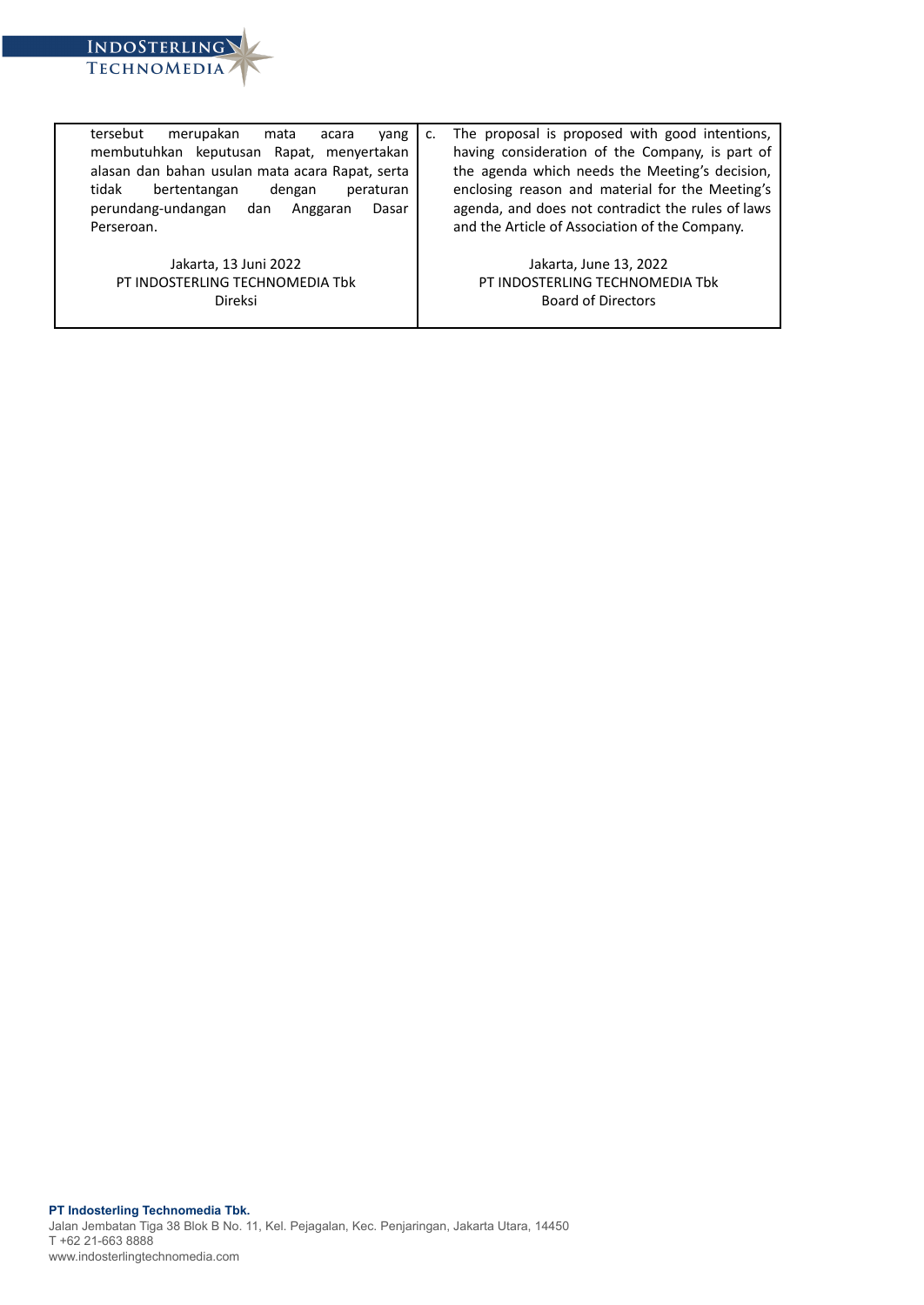| | |
|---|---|
| tersebut merupakan mata acara yang membutuhkan keputusan Rapat, menyertakan alasan dan bahan usulan mata acara Rapat, serta tidak bertentangan dengan peraturan perundang-undangan dan Anggaran Dasar Perseroan. | c. The proposal is proposed with good intentions, having consideration of the Company, is part of the agenda which needs the Meeting's decision, enclosing reason and material for the Meeting's agenda, and does not contradict the rules of laws and the Article of Association of the Company. |
| Jakarta, 13 Juni 2022<br>PT INDOSTERLING TECHNOMEDIA Tbk<br>Direksi | Jakarta, June 13, 2022<br>PT INDOSTERLING TECHNOMEDIA Tbk<br>Board of Directors |